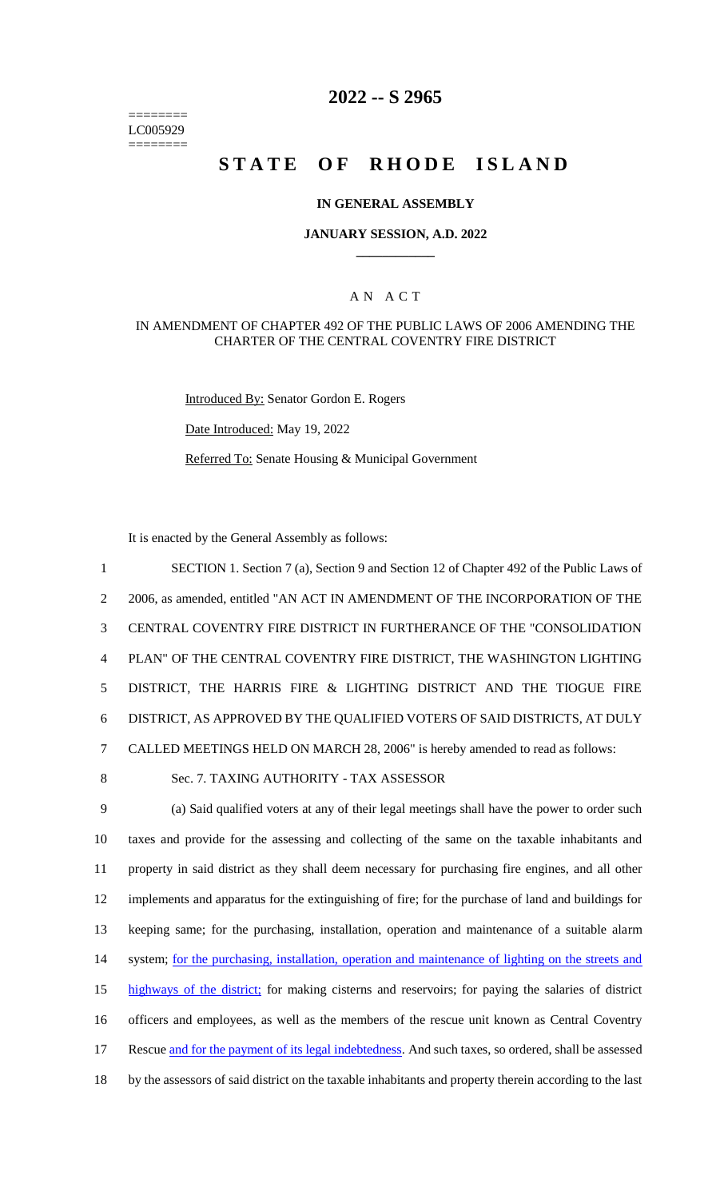========
LC005929
========

# 2022 -- S 2965

# STATE OF RHODE ISLAND

## IN GENERAL ASSEMBLY

### JANUARY SESSION, A.D. 2022

---

### A N A C T

#### IN AMENDMENT OF CHAPTER 492 OF THE PUBLIC LAWS OF 2006 AMENDING THE CHARTER OF THE CENTRAL COVENTRY FIRE DISTRICT

Introduced By: Senator Gordon E. Rogers

Date Introduced: May 19, 2022

Referred To: Senate Housing & Municipal Government

It is enacted by the General Assembly as follows:

1 SECTION 1. Section 7 (a), Section 9 and Section 12 of Chapter 492 of the Public Laws of
2 2006, as amended, entitled "AN ACT IN AMENDMENT OF THE INCORPORATION OF THE
3 CENTRAL COVENTRY FIRE DISTRICT IN FURTHERANCE OF THE "CONSOLIDATION
4 PLAN" OF THE CENTRAL COVENTRY FIRE DISTRICT, THE WASHINGTON LIGHTING
5 DISTRICT, THE HARRIS FIRE & LIGHTING DISTRICT AND THE TIOGUE FIRE
6 DISTRICT, AS APPROVED BY THE QUALIFIED VOTERS OF SAID DISTRICTS, AT DULY
7 CALLED MEETINGS HELD ON MARCH 28, 2006" is hereby amended to read as follows:

8 Sec. 7. TAXING AUTHORITY - TAX ASSESSOR

9 (a) Said qualified voters at any of their legal meetings shall have the power to order such
10 taxes and provide for the assessing and collecting of the same on the taxable inhabitants and
11 property in said district as they shall deem necessary for purchasing fire engines, and all other
12 implements and apparatus for the extinguishing of fire; for the purchase of land and buildings for
13 keeping same; for the purchasing, installation, operation and maintenance of a suitable alarm
14 system; for the purchasing, installation, operation and maintenance of lighting on the streets and
15 highways of the district; for making cisterns and reservoirs; for paying the salaries of district
16 officers and employees, as well as the members of the rescue unit known as Central Coventry
17 Rescue and for the payment of its legal indebtedness. And such taxes, so ordered, shall be assessed
18 by the assessors of said district on the taxable inhabitants and property therein according to the last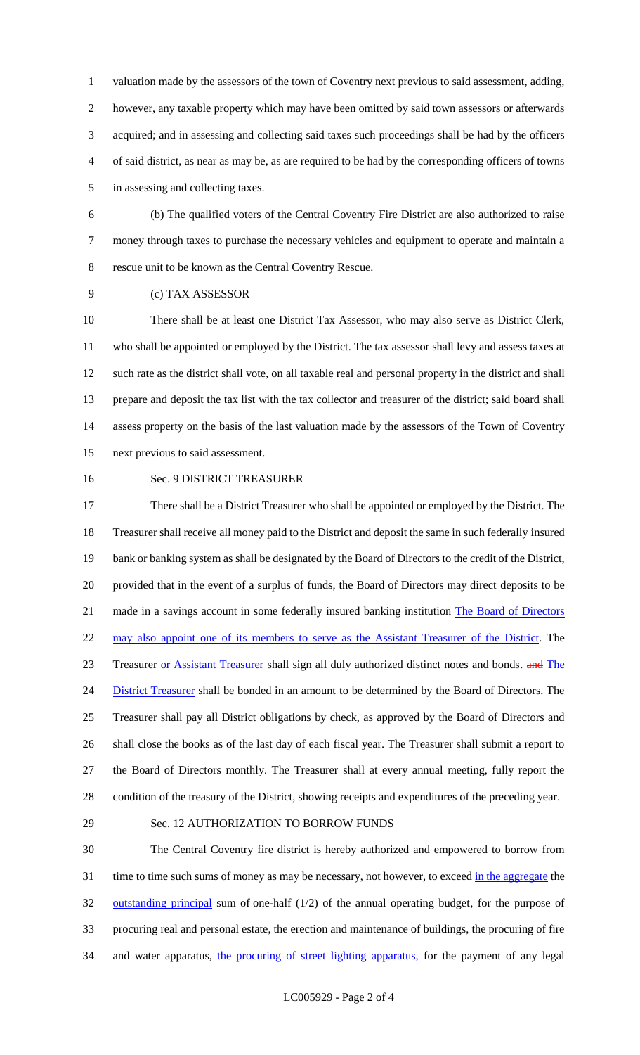valuation made by the assessors of the town of Coventry next previous to said assessment, adding, however, any taxable property which may have been omitted by said town assessors or afterwards acquired; and in assessing and collecting said taxes such proceedings shall be had by the officers of said district, as near as may be, as are required to be had by the corresponding officers of towns in assessing and collecting taxes.

(b) The qualified voters of the Central Coventry Fire District are also authorized to raise money through taxes to purchase the necessary vehicles and equipment to operate and maintain a rescue unit to be known as the Central Coventry Rescue.

(c) TAX ASSESSOR

There shall be at least one District Tax Assessor, who may also serve as District Clerk, who shall be appointed or employed by the District. The tax assessor shall levy and assess taxes at such rate as the district shall vote, on all taxable real and personal property in the district and shall prepare and deposit the tax list with the tax collector and treasurer of the district; said board shall assess property on the basis of the last valuation made by the assessors of the Town of Coventry next previous to said assessment.

Sec. 9 DISTRICT TREASURER

There shall be a District Treasurer who shall be appointed or employed by the District. The Treasurer shall receive all money paid to the District and deposit the same in such federally insured bank or banking system as shall be designated by the Board of Directors to the credit of the District, provided that in the event of a surplus of funds, the Board of Directors may direct deposits to be made in a savings account in some federally insured banking institution The Board of Directors may also appoint one of its members to serve as the Assistant Treasurer of the District. The Treasurer or Assistant Treasurer shall sign all duly authorized distinct notes and bonds. ~~and~~ The District Treasurer shall be bonded in an amount to be determined by the Board of Directors. The Treasurer shall pay all District obligations by check, as approved by the Board of Directors and shall close the books as of the last day of each fiscal year. The Treasurer shall submit a report to the Board of Directors monthly. The Treasurer shall at every annual meeting, fully report the condition of the treasury of the District, showing receipts and expenditures of the preceding year.

Sec. 12 AUTHORIZATION TO BORROW FUNDS

The Central Coventry fire district is hereby authorized and empowered to borrow from time to time such sums of money as may be necessary, not however, to exceed in the aggregate the outstanding principal sum of one-half (1/2) of the annual operating budget, for the purpose of procuring real and personal estate, the erection and maintenance of buildings, the procuring of fire and water apparatus, the procuring of street lighting apparatus, for the payment of any legal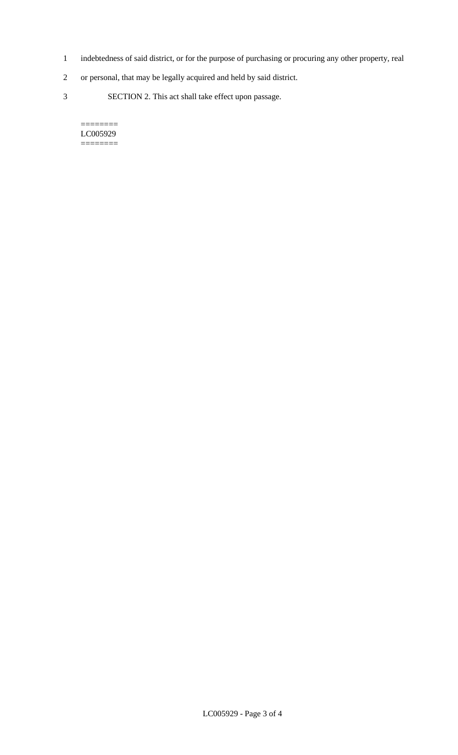indebtedness of said district, or for the purpose of purchasing or procuring any other property, real or personal, that may be legally acquired and held by said district.

SECTION 2. This act shall take effect upon passage.

========
LC005929
========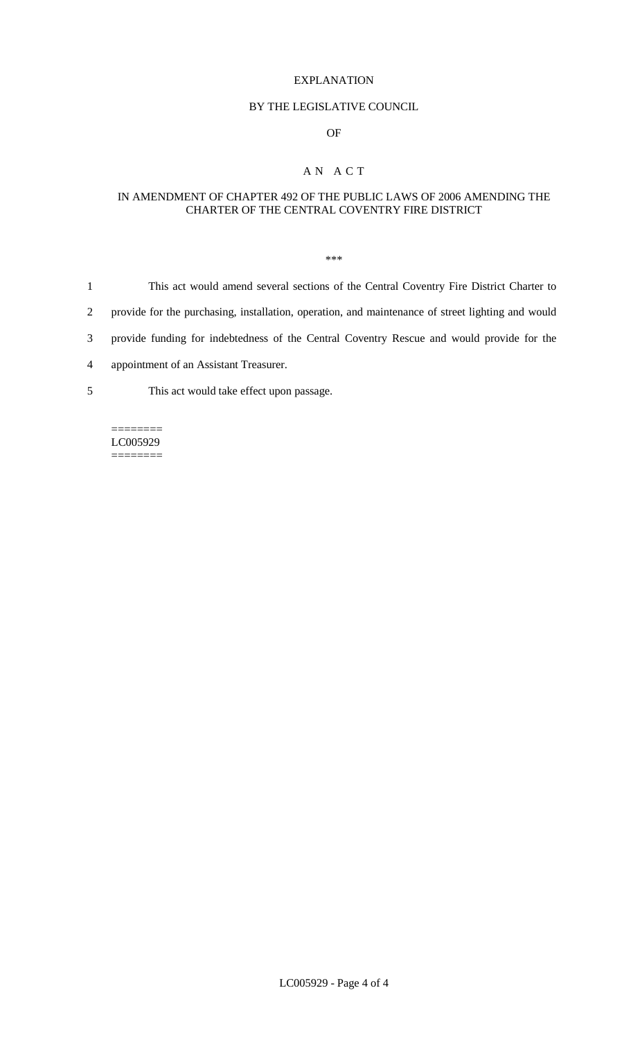EXPLANATION

BY THE LEGISLATIVE COUNCIL

OF

A N A C T

IN AMENDMENT OF CHAPTER 492 OF THE PUBLIC LAWS OF 2006 AMENDING THE CHARTER OF THE CENTRAL COVENTRY FIRE DISTRICT

\*\*\*

1 This act would amend several sections of the Central Coventry Fire District Charter to
2 provide for the purchasing, installation, operation, and maintenance of street lighting and would
3 provide funding for indebtedness of the Central Coventry Rescue and would provide for the
4 appointment of an Assistant Treasurer.
5 This act would take effect upon passage.

========
LC005929
========